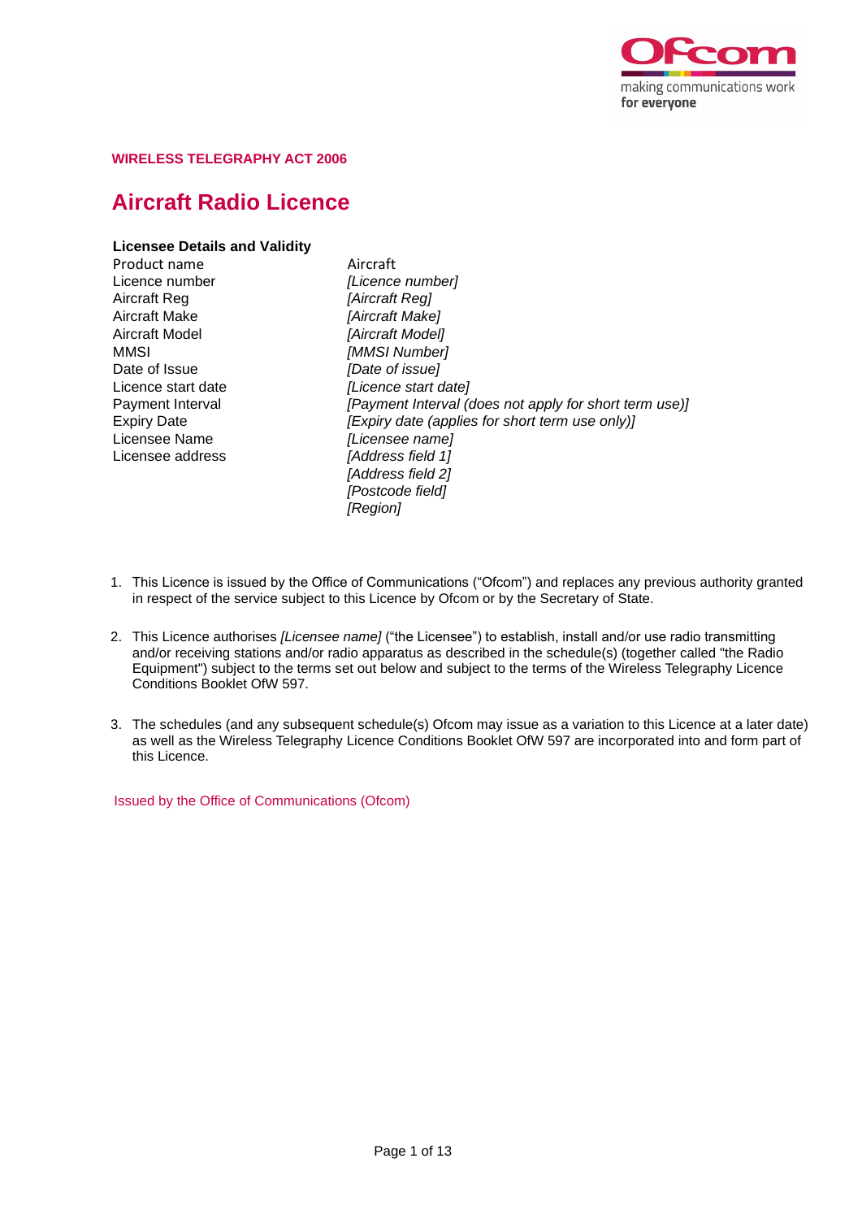**WIRELESS TELEGRAPHY ACT 2006**

# Aircraft Radio Licence

**Licensee Details and Validity**

| | |
|---|---|
| Product name | Aircraft |
| Licence number | *[Licence number]* |
| Aircraft Reg | *[Aircraft Reg]* |
| Aircraft Make | *[Aircraft Make]* |
| Aircraft Model | *[Aircraft Model]* |
| MMSI | *[MMSI Number]* |
| Date of Issue | *[Date of issue]* |
| Licence start date | *[Licence start date]* |
| Payment Interval | *[Payment Interval (does not apply for short term use)]* |
| Expiry Date | *[Expiry date (applies for short term use only)]* |
| Licensee Name | *[Licensee name]* |
| Licensee address | *[Address field 1]*<br>*[Address field 2]*<br>*[Postcode field]*<br>*[Region]* |

1. This Licence is issued by the Office of Communications ("Ofcom") and replaces any previous authority granted in respect of the service subject to this Licence by Ofcom or by the Secretary of State.

2. This Licence authorises *[Licensee name]* ("the Licensee") to establish, install and/or use radio transmitting and/or receiving stations and/or radio apparatus as described in the schedule(s) (together called "the Radio Equipment") subject to the terms set out below and subject to the terms of the Wireless Telegraphy Licence Conditions Booklet OfW 597.

3. The schedules (and any subsequent schedule(s) Ofcom may issue as a variation to this Licence at a later date) as well as the Wireless Telegraphy Licence Conditions Booklet OfW 597 are incorporated into and form part of this Licence.

Issued by the Office of Communications (Ofcom)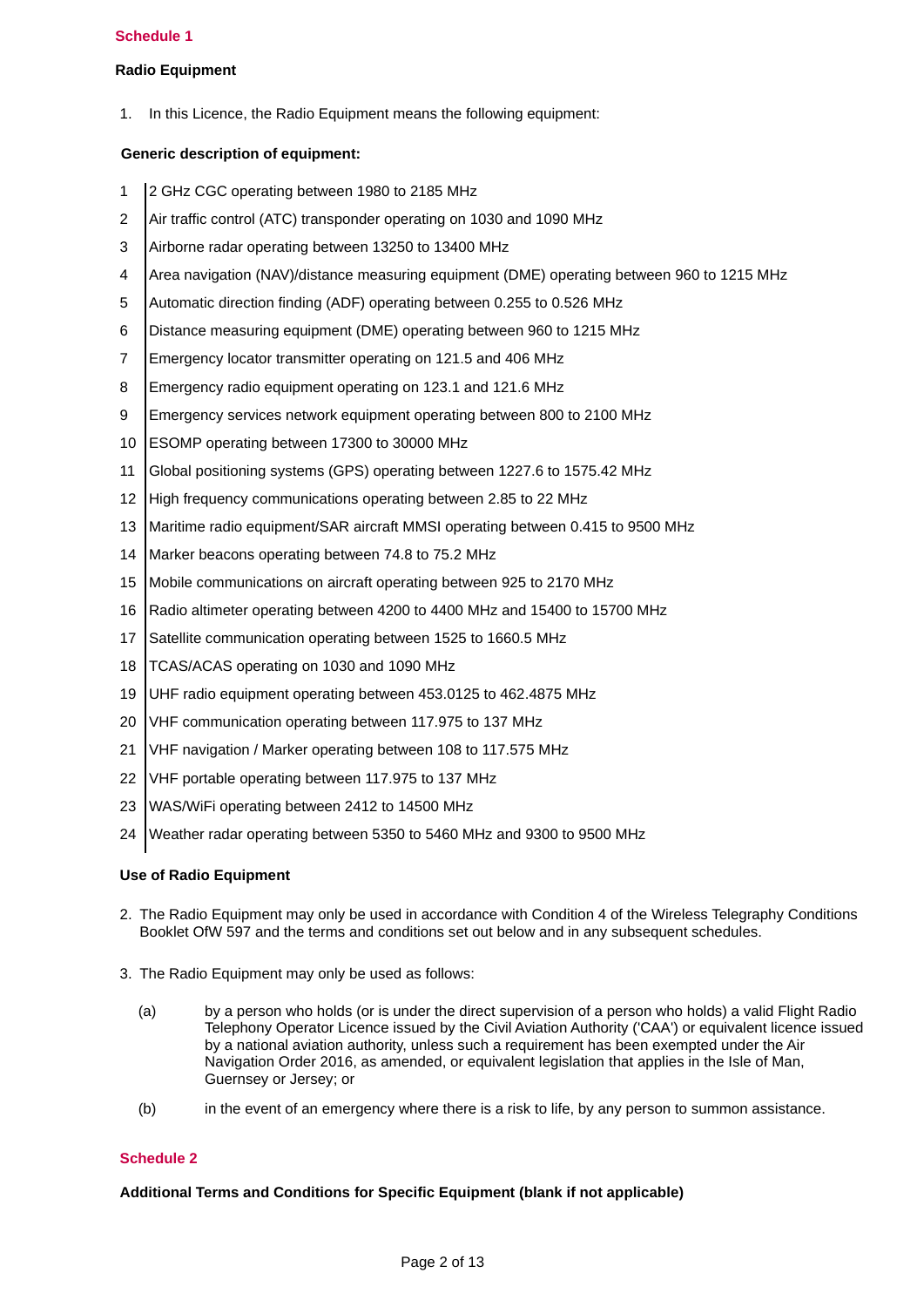## Schedule 1

**Radio Equipment**

1. In this Licence, the Radio Equipment means the following equipment:

**Generic description of equipment:**

| | |
|---|---|
| 1 | 2 GHz CGC operating between 1980 to 2185 MHz |
| 2 | Air traffic control (ATC) transponder operating on 1030 and 1090 MHz |
| 3 | Airborne radar operating between 13250 to 13400 MHz |
| 4 | Area navigation (NAV)/distance measuring equipment (DME) operating between 960 to 1215 MHz |
| 5 | Automatic direction finding (ADF) operating between 0.255 to 0.526 MHz |
| 6 | Distance measuring equipment (DME) operating between 960 to 1215 MHz |
| 7 | Emergency locator transmitter operating on 121.5 and 406 MHz |
| 8 | Emergency radio equipment operating on 123.1 and 121.6 MHz |
| 9 | Emergency services network equipment operating between 800 to 2100 MHz |
| 10 | ESOMP operating between 17300 to 30000 MHz |
| 11 | Global positioning systems (GPS) operating between 1227.6 to 1575.42 MHz |
| 12 | High frequency communications operating between 2.85 to 22 MHz |
| 13 | Maritime radio equipment/SAR aircraft MMSI operating between 0.415 to 9500 MHz |
| 14 | Marker beacons operating between 74.8 to 75.2 MHz |
| 15 | Mobile communications on aircraft operating between 925 to 2170 MHz |
| 16 | Radio altimeter operating between 4200 to 4400 MHz and 15400 to 15700 MHz |
| 17 | Satellite communication operating between 1525 to 1660.5 MHz |
| 18 | TCAS/ACAS operating on 1030 and 1090 MHz |
| 19 | UHF radio equipment operating between 453.0125 to 462.4875 MHz |
| 20 | VHF communication operating between 117.975 to 137 MHz |
| 21 | VHF navigation / Marker operating between 108 to 117.575 MHz |
| 22 | VHF portable operating between 117.975 to 137 MHz |
| 23 | WAS/WiFi operating between 2412 to 14500 MHz |
| 24 | Weather radar operating between 5350 to 5460 MHz and 9300 to 9500 MHz |

**Use of Radio Equipment**

2. The Radio Equipment may only be used in accordance with Condition 4 of the Wireless Telegraphy Conditions Booklet OfW 597 and the terms and conditions set out below and in any subsequent schedules.

3. The Radio Equipment may only be used as follows:

   (a) by a person who holds (or is under the direct supervision of a person who holds) a valid Flight Radio Telephony Operator Licence issued by the Civil Aviation Authority ('CAA') or equivalent licence issued by a national aviation authority, unless such a requirement has been exempted under the Air Navigation Order 2016, as amended, or equivalent legislation that applies in the Isle of Man, Guernsey or Jersey; or

   (b) in the event of an emergency where there is a risk to life, by any person to summon assistance.

## Schedule 2

**Additional Terms and Conditions for Specific Equipment (blank if not applicable)**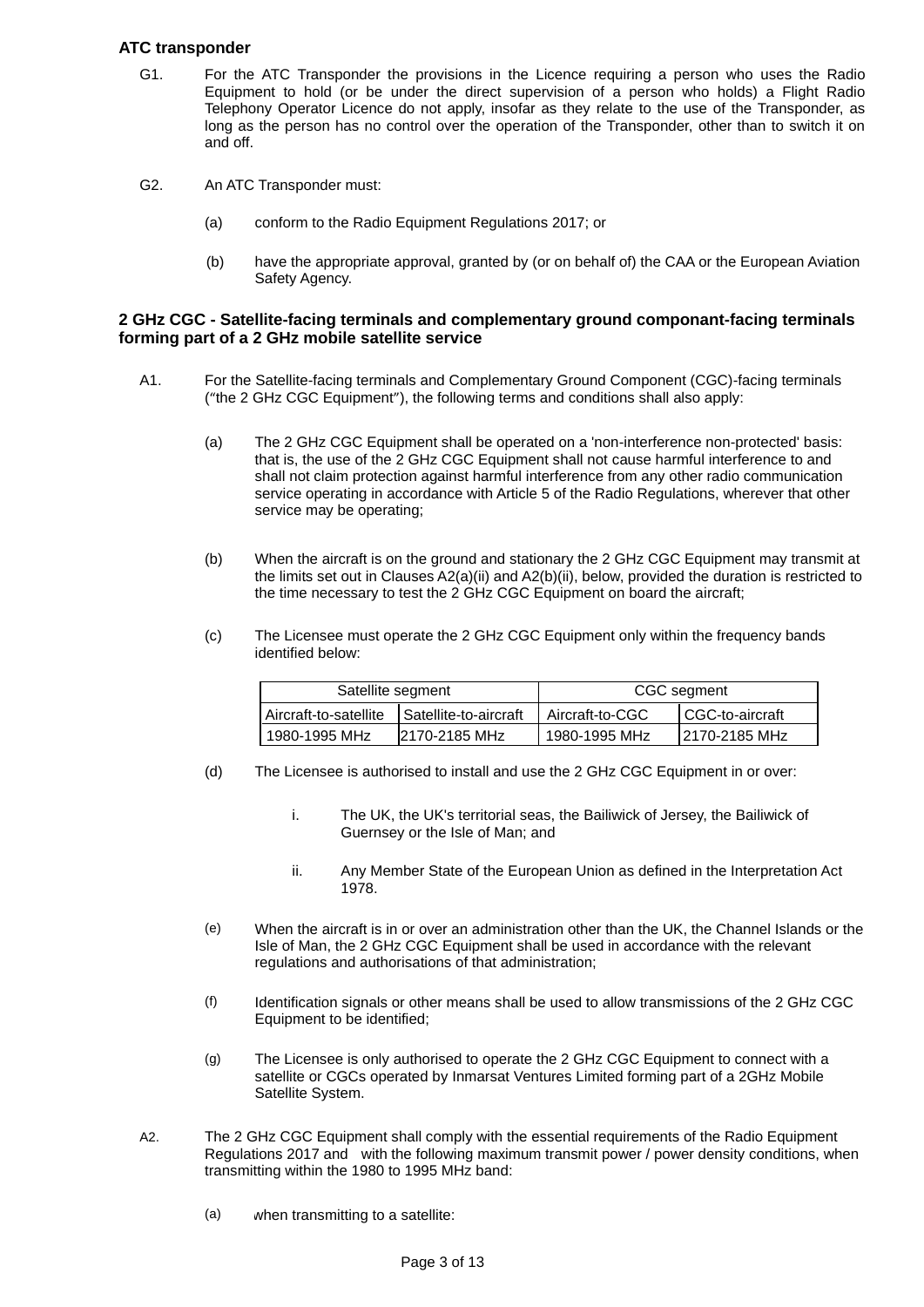### ATC transponder

G1. For the ATC Transponder the provisions in the Licence requiring a person who uses the Radio Equipment to hold (or be under the direct supervision of a person who holds) a Flight Radio Telephony Operator Licence do not apply, insofar as they relate to the use of the Transponder, as long as the person has no control over the operation of the Transponder, other than to switch it on and off.

G2. An ATC Transponder must:

(a) conform to the Radio Equipment Regulations 2017; or

(b) have the appropriate approval, granted by (or on behalf of) the CAA or the European Aviation Safety Agency.

### 2 GHz CGC - Satellite-facing terminals and complementary ground componant-facing terminals forming part of a 2 GHz mobile satellite service

A1. For the Satellite-facing terminals and Complementary Ground Component (CGC)-facing terminals (“the 2 GHz CGC Equipment”), the following terms and conditions shall also apply:

(a) The 2 GHz CGC Equipment shall be operated on a 'non-interference non-protected' basis: that is, the use of the 2 GHz CGC Equipment shall not cause harmful interference to and shall not claim protection against harmful interference from any other radio communication service operating in accordance with Article 5 of the Radio Regulations, wherever that other service may be operating;

(b) When the aircraft is on the ground and stationary the 2 GHz CGC Equipment may transmit at the limits set out in Clauses A2(a)(ii) and A2(b)(ii), below, provided the duration is restricted to the time necessary to test the 2 GHz CGC Equipment on board the aircraft;

(c) The Licensee must operate the 2 GHz CGC Equipment only within the frequency bands identified below:

| Satellite segment | | CGC segment | |
|---|---|---|---|
| Aircraft-to-satellite | Satellite-to-aircraft | Aircraft-to-CGC | CGC-to-aircraft |
| 1980-1995 MHz | 2170-2185 MHz | 1980-1995 MHz | 2170-2185 MHz |

(d) The Licensee is authorised to install and use the 2 GHz CGC Equipment in or over:

i. The UK, the UK's territorial seas, the Bailiwick of Jersey, the Bailiwick of Guernsey or the Isle of Man; and

ii. Any Member State of the European Union as defined in the Interpretation Act 1978.

(e) When the aircraft is in or over an administration other than the UK, the Channel Islands or the Isle of Man, the 2 GHz CGC Equipment shall be used in accordance with the relevant regulations and authorisations of that administration;

(f) Identification signals or other means shall be used to allow transmissions of the 2 GHz CGC Equipment to be identified;

(g) The Licensee is only authorised to operate the 2 GHz CGC Equipment to connect with a satellite or CGCs operated by Inmarsat Ventures Limited forming part of a 2GHz Mobile Satellite System.

A2. The 2 GHz CGC Equipment shall comply with the essential requirements of the Radio Equipment Regulations 2017 and with the following maximum transmit power / power density conditions, when transmitting within the 1980 to 1995 MHz band:

(a) when transmitting to a satellite: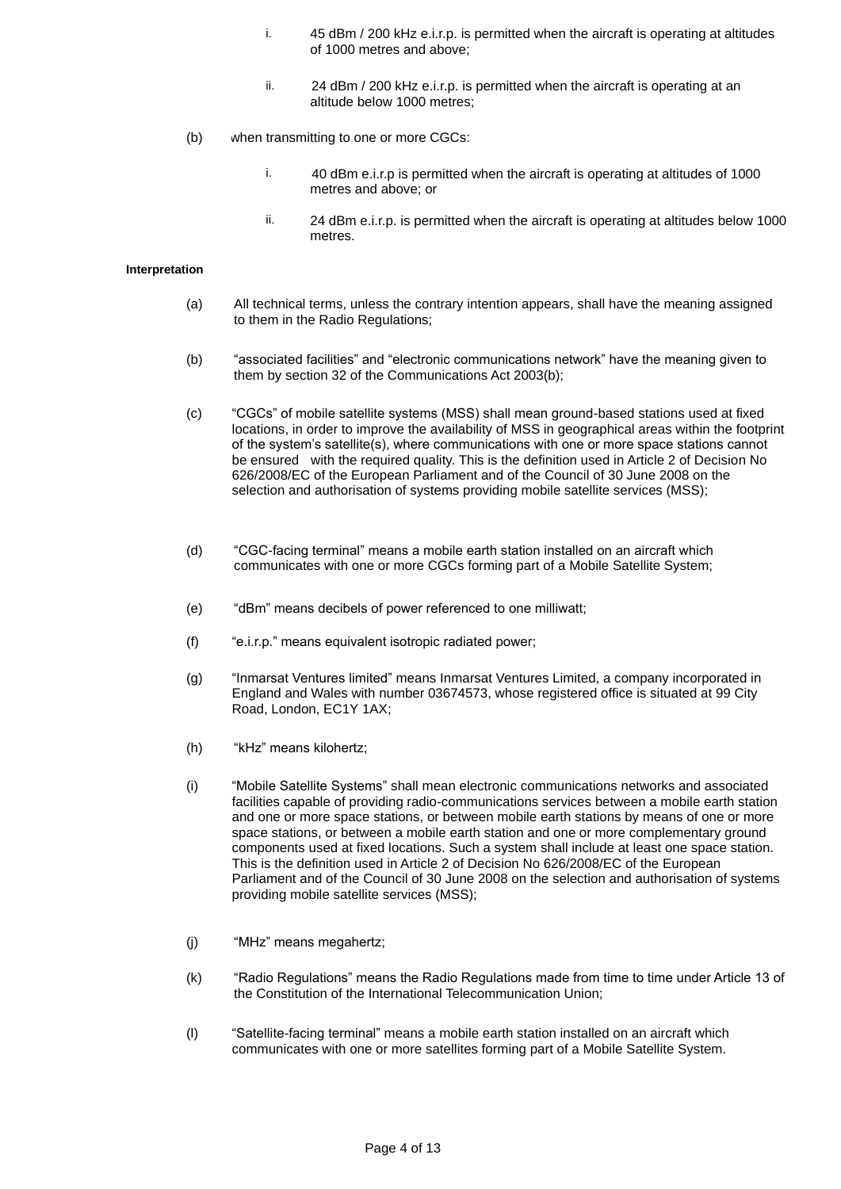i. 45 dBm / 200 kHz e.i.r.p. is permitted when the aircraft is operating at altitudes of 1000 metres and above;

   ii. 24 dBm / 200 kHz e.i.r.p. is permitted when the aircraft is operating at an altitude below 1000 metres;

(b) when transmitting to one or more CGCs:

   i. 40 dBm e.i.r.p is permitted when the aircraft is operating at altitudes of 1000 metres and above; or

   ii. 24 dBm e.i.r.p. is permitted when the aircraft is operating at altitudes below 1000 metres.

**Interpretation**

(a) All technical terms, unless the contrary intention appears, shall have the meaning assigned to them in the Radio Regulations;

(b) “associated facilities” and “electronic communications network” have the meaning given to them by section 32 of the Communications Act 2003(b);

(c) “CGCs” of mobile satellite systems (MSS) shall mean ground-based stations used at fixed locations, in order to improve the availability of MSS in geographical areas within the footprint of the system’s satellite(s), where communications with one or more space stations cannot be ensured with the required quality. This is the definition used in Article 2 of Decision No 626/2008/EC of the European Parliament and of the Council of 30 June 2008 on the selection and authorisation of systems providing mobile satellite services (MSS);

(d) “CGC-facing terminal” means a mobile earth station installed on an aircraft which communicates with one or more CGCs forming part of a Mobile Satellite System;

(e) “dBm” means decibels of power referenced to one milliwatt;

(f) “e.i.r.p.” means equivalent isotropic radiated power;

(g) “Inmarsat Ventures limited” means Inmarsat Ventures Limited, a company incorporated in England and Wales with number 03674573, whose registered office is situated at 99 City Road, London, EC1Y 1AX;

(h) “kHz” means kilohertz;

(i) “Mobile Satellite Systems” shall mean electronic communications networks and associated facilities capable of providing radio-communications services between a mobile earth station and one or more space stations, or between mobile earth stations by means of one or more space stations, or between a mobile earth station and one or more complementary ground components used at fixed locations. Such a system shall include at least one space station. This is the definition used in Article 2 of Decision No 626/2008/EC of the European Parliament and of the Council of 30 June 2008 on the selection and authorisation of systems providing mobile satellite services (MSS);

(j) “MHz” means megahertz;

(k) “Radio Regulations” means the Radio Regulations made from time to time under Article 13 of the Constitution of the International Telecommunication Union;

(l) “Satellite-facing terminal” means a mobile earth station installed on an aircraft which communicates with one or more satellites forming part of a Mobile Satellite System.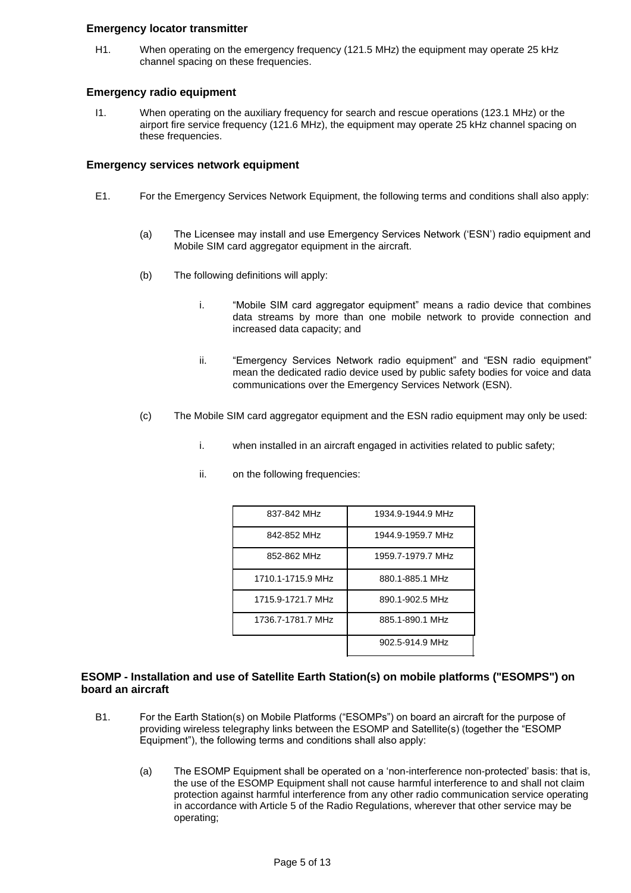### Emergency locator transmitter

H1. When operating on the emergency frequency (121.5 MHz) the equipment may operate 25 kHz channel spacing on these frequencies.

### Emergency radio equipment

I1. When operating on the auxiliary frequency for search and rescue operations (123.1 MHz) or the airport fire service frequency (121.6 MHz), the equipment may operate 25 kHz channel spacing on these frequencies.

### Emergency services network equipment

E1. For the Emergency Services Network Equipment, the following terms and conditions shall also apply:

(a) The Licensee may install and use Emergency Services Network ('ESN') radio equipment and Mobile SIM card aggregator equipment in the aircraft.

(b) The following definitions will apply:

i. "Mobile SIM card aggregator equipment" means a radio device that combines data streams by more than one mobile network to provide connection and increased data capacity; and

ii. "Emergency Services Network radio equipment" and "ESN radio equipment" mean the dedicated radio device used by public safety bodies for voice and data communications over the Emergency Services Network (ESN).

(c) The Mobile SIM card aggregator equipment and the ESN radio equipment may only be used:

i. when installed in an aircraft engaged in activities related to public safety;

ii. on the following frequencies:

| | |
|---|---|
| 837-842 MHz | 1934.9-1944.9 MHz |
| 842-852 MHz | 1944.9-1959.7 MHz |
| 852-862 MHz | 1959.7-1979.7 MHz |
| 1710.1-1715.9 MHz | 880.1-885.1 MHz |
| 1715.9-1721.7 MHz | 890.1-902.5 MHz |
| 1736.7-1781.7 MHz | 885.1-890.1 MHz |
| | 902.5-914.9 MHz |

### ESOMP - Installation and use of Satellite Earth Station(s) on mobile platforms ("ESOMPS") on board an aircraft

B1. For the Earth Station(s) on Mobile Platforms ("ESOMPs") on board an aircraft for the purpose of providing wireless telegraphy links between the ESOMP and Satellite(s) (together the "ESOMP Equipment"), the following terms and conditions shall also apply:

(a) The ESOMP Equipment shall be operated on a 'non-interference non-protected' basis: that is, the use of the ESOMP Equipment shall not cause harmful interference to and shall not claim protection against harmful interference from any other radio communication service operating in accordance with Article 5 of the Radio Regulations, wherever that other service may be operating;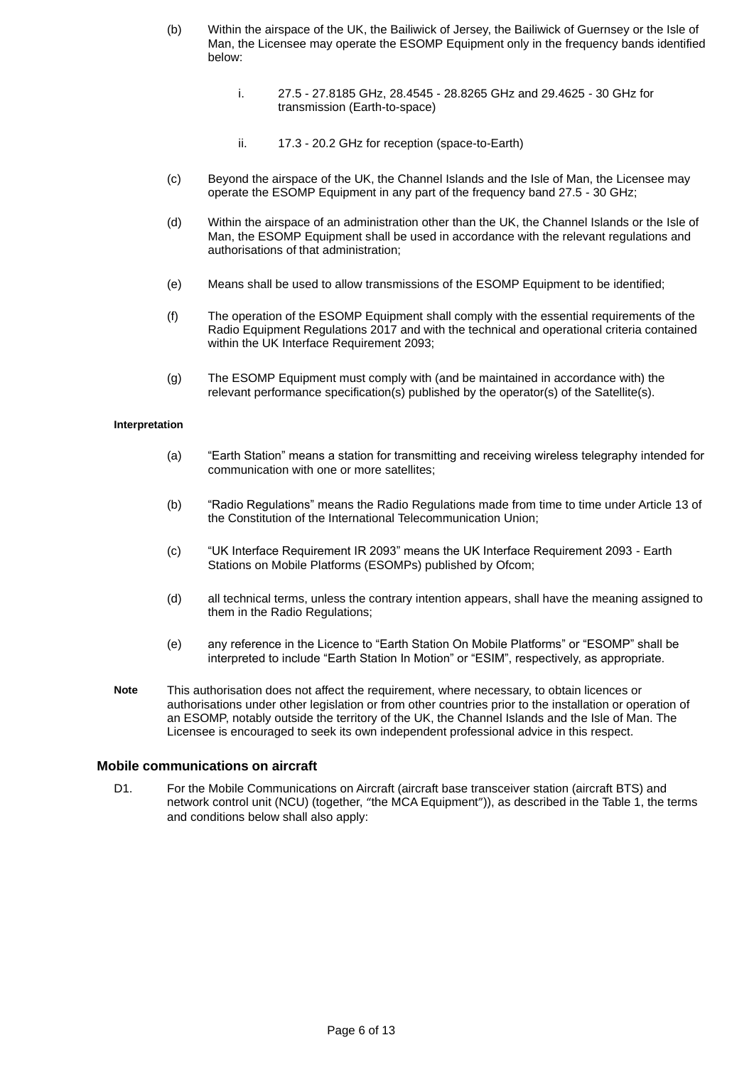(b) Within the airspace of the UK, the Bailiwick of Jersey, the Bailiwick of Guernsey or the Isle of Man, the Licensee may operate the ESOMP Equipment only in the frequency bands identified below:

  i. 27.5 - 27.8185 GHz, 28.4545 - 28.8265 GHz and 29.4625 - 30 GHz for transmission (Earth-to-space)

  ii. 17.3 - 20.2 GHz for reception (space-to-Earth)

(c) Beyond the airspace of the UK, the Channel Islands and the Isle of Man, the Licensee may operate the ESOMP Equipment in any part of the frequency band 27.5 - 30 GHz;

(d) Within the airspace of an administration other than the UK, the Channel Islands or the Isle of Man, the ESOMP Equipment shall be used in accordance with the relevant regulations and authorisations of that administration;

(e) Means shall be used to allow transmissions of the ESOMP Equipment to be identified;

(f) The operation of the ESOMP Equipment shall comply with the essential requirements of the Radio Equipment Regulations 2017 and with the technical and operational criteria contained within the UK Interface Requirement 2093;

(g) The ESOMP Equipment must comply with (and be maintained in accordance with) the relevant performance specification(s) published by the operator(s) of the Satellite(s).

**Interpretation**

(a) "Earth Station" means a station for transmitting and receiving wireless telegraphy intended for communication with one or more satellites;

(b) "Radio Regulations" means the Radio Regulations made from time to time under Article 13 of the Constitution of the International Telecommunication Union;

(c) "UK Interface Requirement IR 2093" means the UK Interface Requirement 2093 - Earth Stations on Mobile Platforms (ESOMPs) published by Ofcom;

(d) all technical terms, unless the contrary intention appears, shall have the meaning assigned to them in the Radio Regulations;

(e) any reference in the Licence to "Earth Station On Mobile Platforms" or "ESOMP" shall be interpreted to include "Earth Station In Motion" or "ESIM", respectively, as appropriate.

**Note** This authorisation does not affect the requirement, where necessary, to obtain licences or authorisations under other legislation or from other countries prior to the installation or operation of an ESOMP, notably outside the territory of the UK, the Channel Islands and the Isle of Man. The Licensee is encouraged to seek its own independent professional advice in this respect.

### Mobile communications on aircraft

D1. For the Mobile Communications on Aircraft (aircraft base transceiver station (aircraft BTS) and network control unit (NCU) (together, "the MCA Equipment")), as described in the Table 1, the terms and conditions below shall also apply: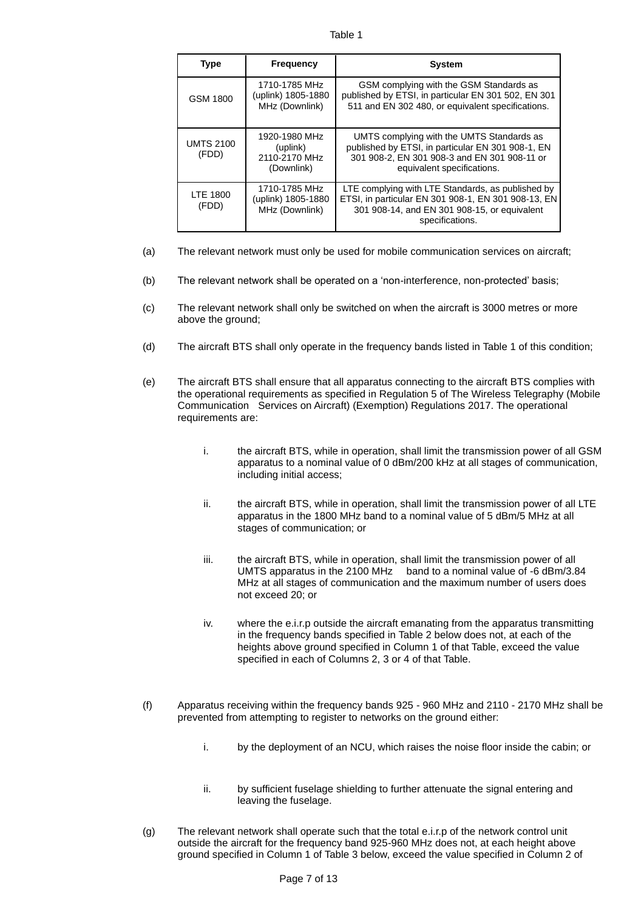Table 1

| Type | Frequency | System |
|---|---|---|
| GSM 1800 | 1710-1785 MHz (uplink) 1805-1880 MHz (Downlink) | GSM complying with the GSM Standards as published by ETSI, in particular EN 301 502, EN 301 511 and EN 302 480, or equivalent specifications. |
| UMTS 2100 (FDD) | 1920-1980 MHz (uplink) 2110-2170 MHz (Downlink) | UMTS complying with the UMTS Standards as published by ETSI, in particular EN 301 908-1, EN 301 908-2, EN 301 908-3 and EN 301 908-11 or equivalent specifications. |
| LTE 1800 (FDD) | 1710-1785 MHz (uplink) 1805-1880 MHz (Downlink) | LTE complying with LTE Standards, as published by ETSI, in particular EN 301 908-1, EN 301 908-13, EN 301 908-14, and EN 301 908-15, or equivalent specifications. |

(a) The relevant network must only be used for mobile communication services on aircraft;

(b) The relevant network shall be operated on a 'non-interference, non-protected' basis;

(c) The relevant network shall only be switched on when the aircraft is 3000 metres or more above the ground;

(d) The aircraft BTS shall only operate in the frequency bands listed in Table 1 of this condition;

(e) The aircraft BTS shall ensure that all apparatus connecting to the aircraft BTS complies with the operational requirements as specified in Regulation 5 of The Wireless Telegraphy (Mobile Communication Services on Aircraft) (Exemption) Regulations 2017. The operational requirements are:

  i. the aircraft BTS, while in operation, shall limit the transmission power of all GSM apparatus to a nominal value of 0 dBm/200 kHz at all stages of communication, including initial access;

  ii. the aircraft BTS, while in operation, shall limit the transmission power of all LTE apparatus in the 1800 MHz band to a nominal value of 5 dBm/5 MHz at all stages of communication; or

  iii. the aircraft BTS, while in operation, shall limit the transmission power of all UMTS apparatus in the 2100 MHz band to a nominal value of -6 dBm/3.84 MHz at all stages of communication and the maximum number of users does not exceed 20; or

  iv. where the e.i.r.p outside the aircraft emanating from the apparatus transmitting in the frequency bands specified in Table 2 below does not, at each of the heights above ground specified in Column 1 of that Table, exceed the value specified in each of Columns 2, 3 or 4 of that Table.

(f) Apparatus receiving within the frequency bands 925 - 960 MHz and 2110 - 2170 MHz shall be prevented from attempting to register to networks on the ground either:

  i. by the deployment of an NCU, which raises the noise floor inside the cabin; or

  ii. by sufficient fuselage shielding to further attenuate the signal entering and leaving the fuselage.

(g) The relevant network shall operate such that the total e.i.r.p of the network control unit outside the aircraft for the frequency band 925-960 MHz does not, at each height above ground specified in Column 1 of Table 3 below, exceed the value specified in Column 2 of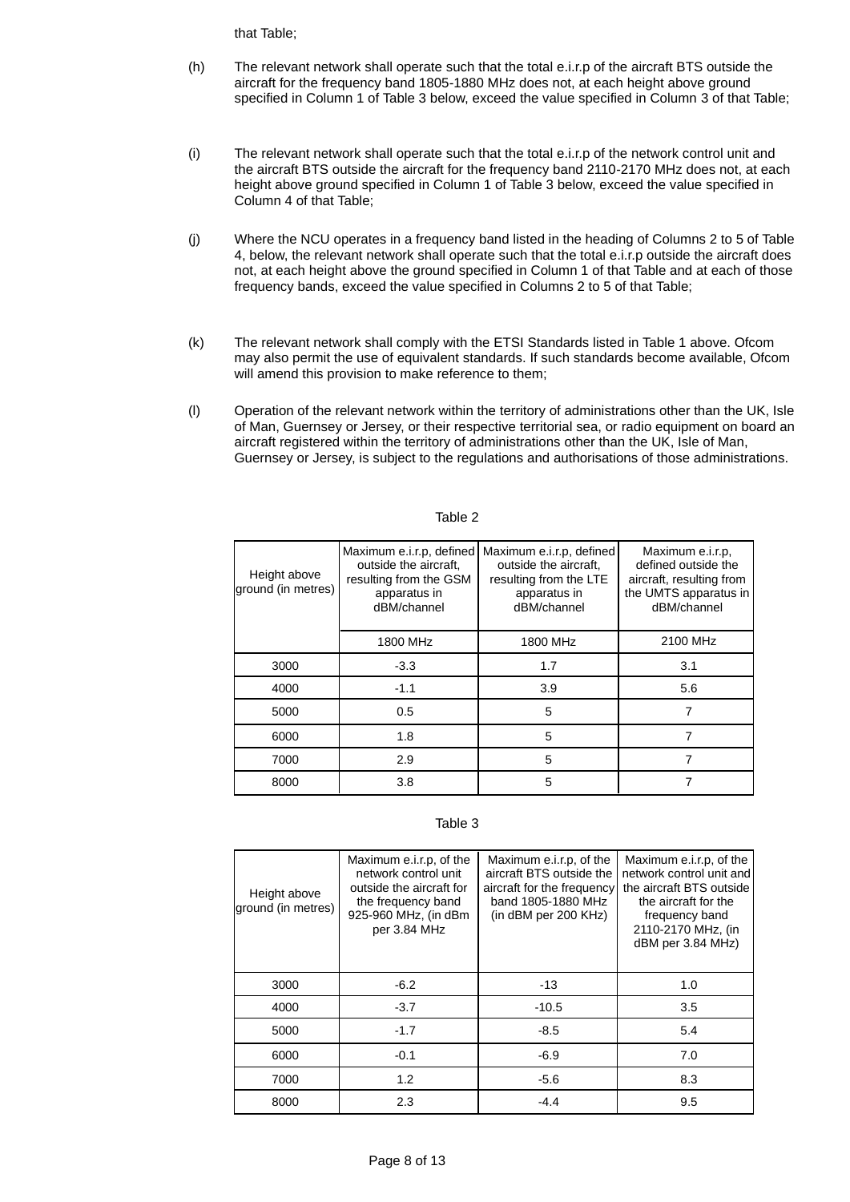that Table;

(h) The relevant network shall operate such that the total e.i.r.p of the aircraft BTS outside the aircraft for the frequency band 1805-1880 MHz does not, at each height above ground specified in Column 1 of Table 3 below, exceed the value specified in Column 3 of that Table;

(i) The relevant network shall operate such that the total e.i.r.p of the network control unit and the aircraft BTS outside the aircraft for the frequency band 2110-2170 MHz does not, at each height above ground specified in Column 1 of Table 3 below, exceed the value specified in Column 4 of that Table;

(j) Where the NCU operates in a frequency band listed in the heading of Columns 2 to 5 of Table 4, below, the relevant network shall operate such that the total e.i.r.p outside the aircraft does not, at each height above the ground specified in Column 1 of that Table and at each of those frequency bands, exceed the value specified in Columns 2 to 5 of that Table;

(k) The relevant network shall comply with the ETSI Standards listed in Table 1 above. Ofcom may also permit the use of equivalent standards. If such standards become available, Ofcom will amend this provision to make reference to them;

(l) Operation of the relevant network within the territory of administrations other than the UK, Isle of Man, Guernsey or Jersey, or their respective territorial sea, or radio equipment on board an aircraft registered within the territory of administrations other than the UK, Isle of Man, Guernsey or Jersey, is subject to the regulations and authorisations of those administrations.

Table 2

| Height above ground (in metres) | Maximum e.i.r.p, defined outside the aircraft, resulting from the GSM apparatus in dBM/channel | Maximum e.i.r.p, defined outside the aircraft, resulting from the LTE apparatus in dBM/channel | Maximum e.i.r.p, defined outside the aircraft, resulting from the UMTS apparatus in dBM/channel |
|---|---|---|---|
| | 1800 MHz | 1800 MHz | 2100 MHz |
| 3000 | -3.3 | 1.7 | 3.1 |
| 4000 | -1.1 | 3.9 | 5.6 |
| 5000 | 0.5 | 5 | 7 |
| 6000 | 1.8 | 5 | 7 |
| 7000 | 2.9 | 5 | 7 |
| 8000 | 3.8 | 5 | 7 |

Table 3

| Height above ground (in metres) | Maximum e.i.r.p, of the network control unit outside the aircraft for the frequency band 925-960 MHz, (in dBm per 3.84 MHz | Maximum e.i.r.p, of the aircraft BTS outside the aircraft for the frequency band 1805-1880 MHz (in dBM per 200 KHz) | Maximum e.i.r.p, of the network control unit and the aircraft BTS outside the aircraft for the frequency band 2110-2170 MHz, (in dBM per 3.84 MHz) |
|---|---|---|---|
| 3000 | -6.2 | -13 | 1.0 |
| 4000 | -3.7 | -10.5 | 3.5 |
| 5000 | -1.7 | -8.5 | 5.4 |
| 6000 | -0.1 | -6.9 | 7.0 |
| 7000 | 1.2 | -5.6 | 8.3 |
| 8000 | 2.3 | -4.4 | 9.5 |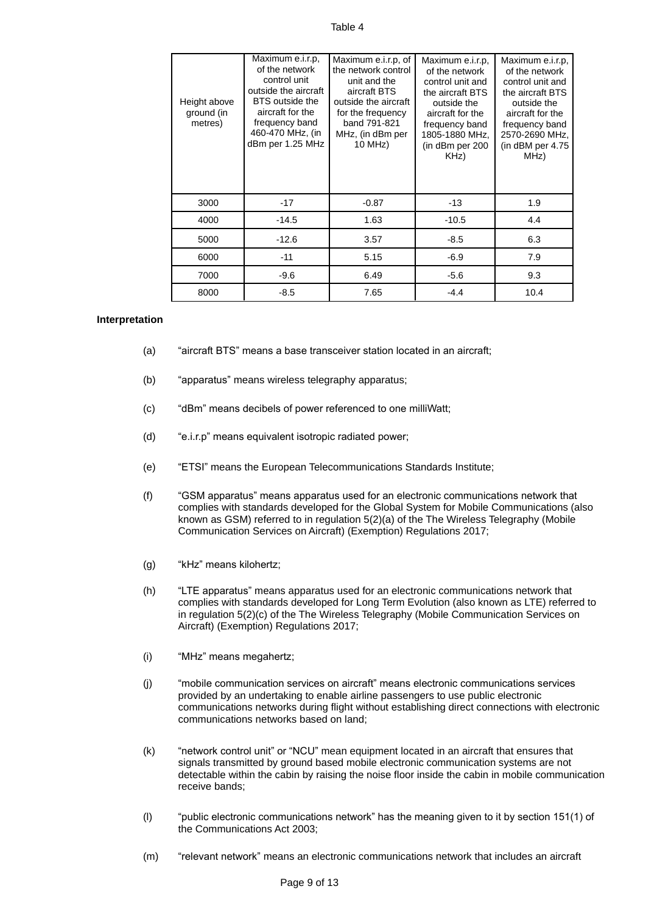Table 4

| Height above ground (in metres) | Maximum e.i.r.p, of the network control unit outside the aircraft BTS outside the aircraft for the frequency band 460-470 MHz, (in dBm per 1.25 MHz | Maximum e.i.r.p, of the network control unit and the aircraft BTS outside the aircraft for the frequency band 791-821 MHz, (in dBm per 10 MHz) | Maximum e.i.r.p, of the network control unit and the aircraft BTS outside the aircraft for the frequency band 1805-1880 MHz, (in dBm per 200 KHz) | Maximum e.i.r.p, of the network control unit and the aircraft BTS outside the aircraft for the frequency band 2570-2690 MHz, (in dBM per 4.75 MHz) |
|---|---|---|---|---|
| 3000 | -17 | -0.87 | -13 | 1.9 |
| 4000 | -14.5 | 1.63 | -10.5 | 4.4 |
| 5000 | -12.6 | 3.57 | -8.5 | 6.3 |
| 6000 | -11 | 5.15 | -6.9 | 7.9 |
| 7000 | -9.6 | 6.49 | -5.6 | 9.3 |
| 8000 | -8.5 | 7.65 | -4.4 | 10.4 |

**Interpretation**

(a) “aircraft BTS” means a base transceiver station located in an aircraft;

(b) “apparatus” means wireless telegraphy apparatus;

(c) “dBm” means decibels of power referenced to one milliWatt;

(d) “e.i.r.p” means equivalent isotropic radiated power;

(e) “ETSI” means the European Telecommunications Standards Institute;

(f) “GSM apparatus” means apparatus used for an electronic communications network that complies with standards developed for the Global System for Mobile Communications (also known as GSM) referred to in regulation 5(2)(a) of the The Wireless Telegraphy (Mobile Communication Services on Aircraft) (Exemption) Regulations 2017;

(g) “kHz” means kilohertz;

(h) “LTE apparatus” means apparatus used for an electronic communications network that complies with standards developed for Long Term Evolution (also known as LTE) referred to in regulation 5(2)(c) of the The Wireless Telegraphy (Mobile Communication Services on Aircraft) (Exemption) Regulations 2017;

(i) “MHz” means megahertz;

(j) “mobile communication services on aircraft” means electronic communications services provided by an undertaking to enable airline passengers to use public electronic communications networks during flight without establishing direct connections with electronic communications networks based on land;

(k) “network control unit” or “NCU” mean equipment located in an aircraft that ensures that signals transmitted by ground based mobile electronic communication systems are not detectable within the cabin by raising the noise floor inside the cabin in mobile communication receive bands;

(l) “public electronic communications network” has the meaning given to it by section 151(1) of the Communications Act 2003;

(m) “relevant network” means an electronic communications network that includes an aircraft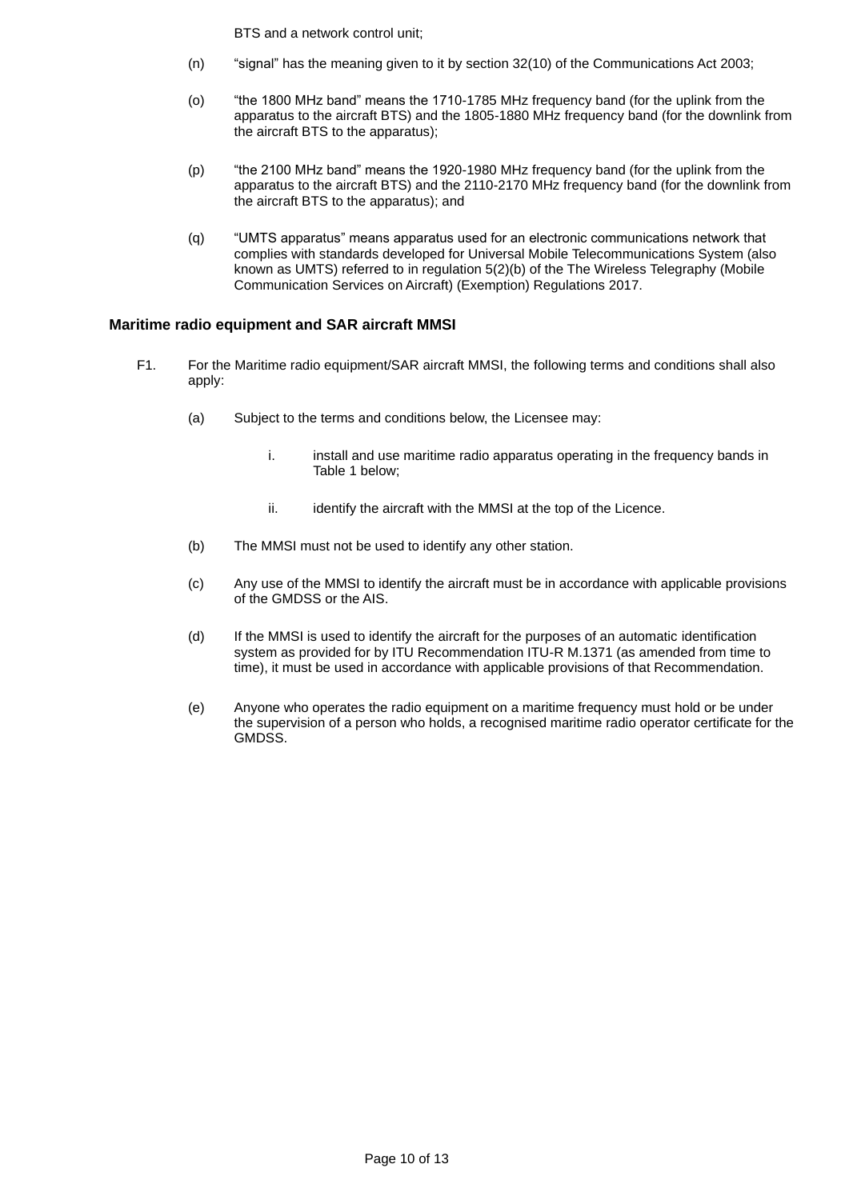BTS and a network control unit;

(n) "signal" has the meaning given to it by section 32(10) of the Communications Act 2003;

(o) "the 1800 MHz band" means the 1710-1785 MHz frequency band (for the uplink from the apparatus to the aircraft BTS) and the 1805-1880 MHz frequency band (for the downlink from the aircraft BTS to the apparatus);

(p) "the 2100 MHz band" means the 1920-1980 MHz frequency band (for the uplink from the apparatus to the aircraft BTS) and the 2110-2170 MHz frequency band (for the downlink from the aircraft BTS to the apparatus); and

(q) "UMTS apparatus" means apparatus used for an electronic communications network that complies with standards developed for Universal Mobile Telecommunications System (also known as UMTS) referred to in regulation 5(2)(b) of the The Wireless Telegraphy (Mobile Communication Services on Aircraft) (Exemption) Regulations 2017.

## Maritime radio equipment and SAR aircraft MMSI

F1. For the Maritime radio equipment/SAR aircraft MMSI, the following terms and conditions shall also apply:

(a) Subject to the terms and conditions below, the Licensee may:

i. install and use maritime radio apparatus operating in the frequency bands in Table 1 below;

ii. identify the aircraft with the MMSI at the top of the Licence.

(b) The MMSI must not be used to identify any other station.

(c) Any use of the MMSI to identify the aircraft must be in accordance with applicable provisions of the GMDSS or the AIS.

(d) If the MMSI is used to identify the aircraft for the purposes of an automatic identification system as provided for by ITU Recommendation ITU-R M.1371 (as amended from time to time), it must be used in accordance with applicable provisions of that Recommendation.

(e) Anyone who operates the radio equipment on a maritime frequency must hold or be under the supervision of a person who holds, a recognised maritime radio operator certificate for the GMDSS.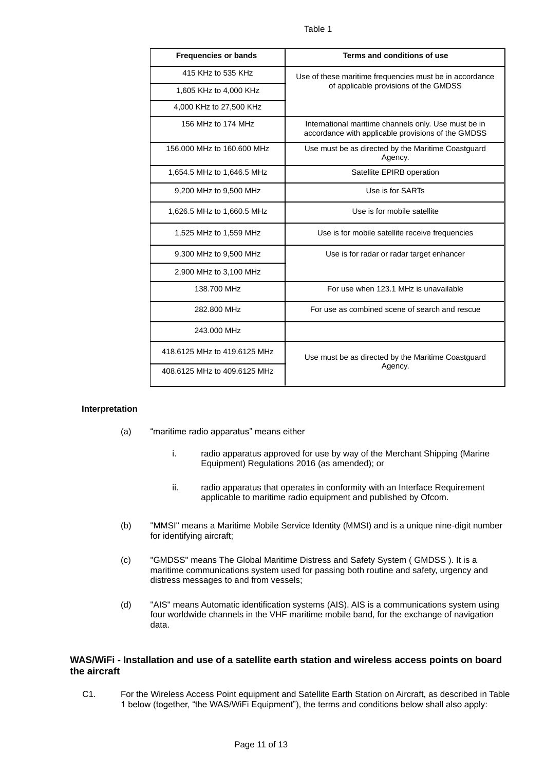Table 1

| Frequencies or bands | Terms and conditions of use |
|---|---|
| 415 KHz to 535 KHz | Use of these maritime frequencies must be in accordance of applicable provisions of the GMDSS |
| 1,605 KHz to 4,000 KHz | |
| 4,000 KHz to 27,500 KHz | |
| 156 MHz to 174 MHz | International maritime channels only. Use must be in accordance with applicable provisions of the GMDSS |
| 156.000 MHz to 160.600 MHz | Use must be as directed by the Maritime Coastguard Agency. |
| 1,654.5 MHz to 1,646.5 MHz | Satellite EPIRB operation |
| 9,200 MHz to 9,500 MHz | Use is for SARTs |
| 1,626.5 MHz to 1,660.5 MHz | Use is for mobile satellite |
| 1,525 MHz to 1,559 MHz | Use is for mobile satellite receive frequencies |
| 9,300 MHz to 9,500 MHz | Use is for radar or radar target enhancer |
| 2,900 MHz to 3,100 MHz | |
| 138.700 MHz | For use when 123.1 MHz is unavailable |
| 282.800 MHz | For use as combined scene of search and rescue |
| 243.000 MHz | |
| 418.6125 MHz to 419.6125 MHz | Use must be as directed by the Maritime Coastguard Agency. |
| 408.6125 MHz to 409.6125 MHz | |

**Interpretation**

(a) “maritime radio apparatus” means either

i. radio apparatus approved for use by way of the Merchant Shipping (Marine Equipment) Regulations 2016 (as amended); or

ii. radio apparatus that operates in conformity with an Interface Requirement applicable to maritime radio equipment and published by Ofcom.

(b) "MMSI" means a Maritime Mobile Service Identity (MMSI) and is a unique nine-digit number for identifying aircraft;

(c) "GMDSS" means The Global Maritime Distress and Safety System ( GMDSS ). It is a maritime communications system used for passing both routine and safety, urgency and distress messages to and from vessels;

(d) "AIS" means Automatic identification systems (AIS). AIS is a communications system using four worldwide channels in the VHF maritime mobile band, for the exchange of navigation data.

## WAS/WiFi - Installation and use of a satellite earth station and wireless access points on board the aircraft

C1. For the Wireless Access Point equipment and Satellite Earth Station on Aircraft, as described in Table 1 below (together, “the WAS/WiFi Equipment”), the terms and conditions below shall also apply: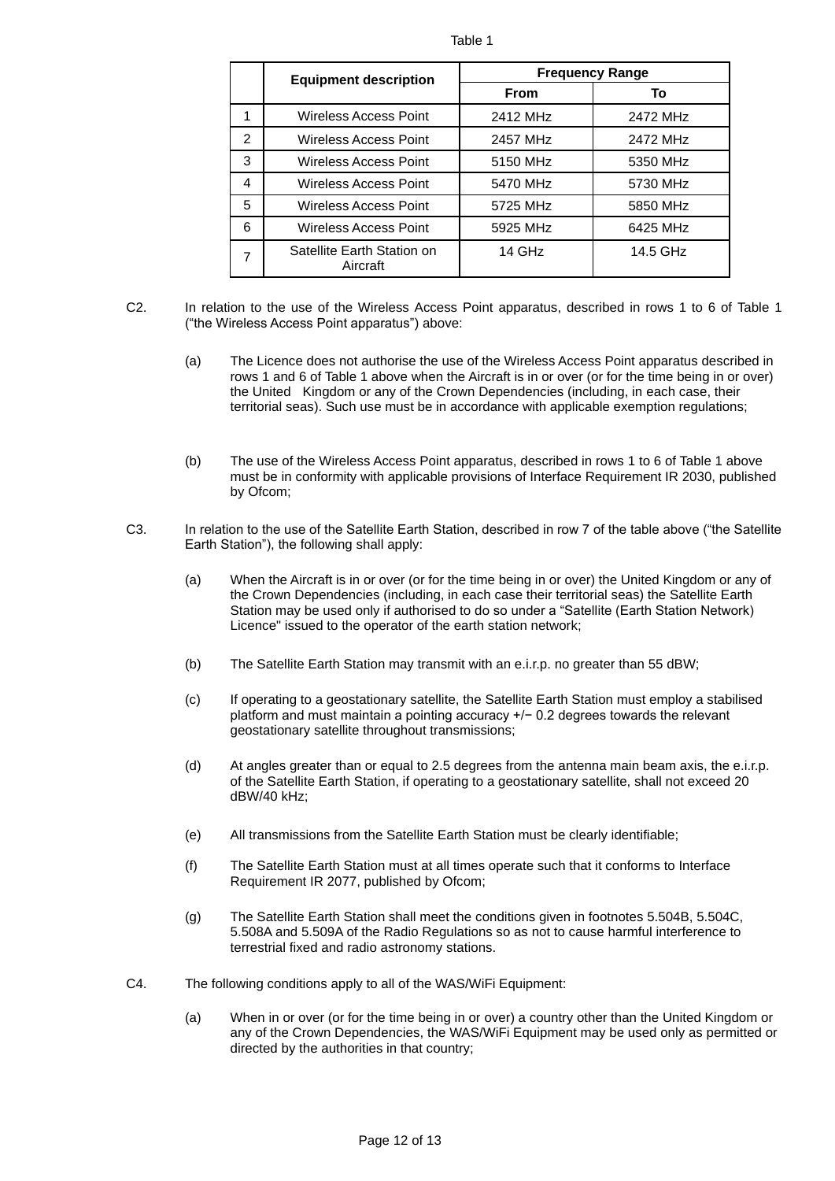Table 1

| | Equipment description | Frequency Range | |
|---|---|---|---|
| | | From | To |
| 1 | Wireless Access Point | 2412 MHz | 2472 MHz |
| 2 | Wireless Access Point | 2457 MHz | 2472 MHz |
| 3 | Wireless Access Point | 5150 MHz | 5350 MHz |
| 4 | Wireless Access Point | 5470 MHz | 5730 MHz |
| 5 | Wireless Access Point | 5725 MHz | 5850 MHz |
| 6 | Wireless Access Point | 5925 MHz | 6425 MHz |
| 7 | Satellite Earth Station on Aircraft | 14 GHz | 14.5 GHz |

C2. In relation to the use of the Wireless Access Point apparatus, described in rows 1 to 6 of Table 1 (“the Wireless Access Point apparatus”) above:

(a) The Licence does not authorise the use of the Wireless Access Point apparatus described in rows 1 and 6 of Table 1 above when the Aircraft is in or over (or for the time being in or over) the United Kingdom or any of the Crown Dependencies (including, in each case, their territorial seas). Such use must be in accordance with applicable exemption regulations;

(b) The use of the Wireless Access Point apparatus, described in rows 1 to 6 of Table 1 above must be in conformity with applicable provisions of Interface Requirement IR 2030, published by Ofcom;

C3. In relation to the use of the Satellite Earth Station, described in row 7 of the table above (“the Satellite Earth Station”), the following shall apply:

(a) When the Aircraft is in or over (or for the time being in or over) the United Kingdom or any of the Crown Dependencies (including, in each case their territorial seas) the Satellite Earth Station may be used only if authorised to do so under a “Satellite (Earth Station Network) Licence" issued to the operator of the earth station network;

(b) The Satellite Earth Station may transmit with an e.i.r.p. no greater than 55 dBW;

(c) If operating to a geostationary satellite, the Satellite Earth Station must employ a stabilised platform and must maintain a pointing accuracy +/− 0.2 degrees towards the relevant geostationary satellite throughout transmissions;

(d) At angles greater than or equal to 2.5 degrees from the antenna main beam axis, the e.i.r.p. of the Satellite Earth Station, if operating to a geostationary satellite, shall not exceed 20 dBW/40 kHz;

(e) All transmissions from the Satellite Earth Station must be clearly identifiable;

(f) The Satellite Earth Station must at all times operate such that it conforms to Interface Requirement IR 2077, published by Ofcom;

(g) The Satellite Earth Station shall meet the conditions given in footnotes 5.504B, 5.504C, 5.508A and 5.509A of the Radio Regulations so as not to cause harmful interference to terrestrial fixed and radio astronomy stations.

C4. The following conditions apply to all of the WAS/WiFi Equipment:

(a) When in or over (or for the time being in or over) a country other than the United Kingdom or any of the Crown Dependencies, the WAS/WiFi Equipment may be used only as permitted or directed by the authorities in that country;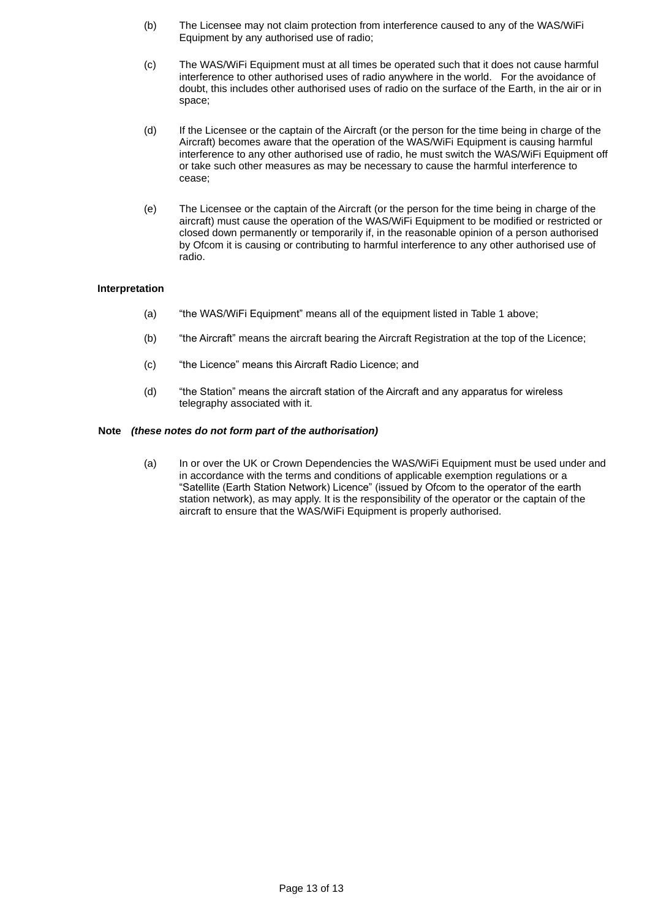(b) The Licensee may not claim protection from interference caused to any of the WAS/WiFi Equipment by any authorised use of radio;

(c) The WAS/WiFi Equipment must at all times be operated such that it does not cause harmful interference to other authorised uses of radio anywhere in the world. For the avoidance of doubt, this includes other authorised uses of radio on the surface of the Earth, in the air or in space;

(d) If the Licensee or the captain of the Aircraft (or the person for the time being in charge of the Aircraft) becomes aware that the operation of the WAS/WiFi Equipment is causing harmful interference to any other authorised use of radio, he must switch the WAS/WiFi Equipment off or take such other measures as may be necessary to cause the harmful interference to cease;

(e) The Licensee or the captain of the Aircraft (or the person for the time being in charge of the aircraft) must cause the operation of the WAS/WiFi Equipment to be modified or restricted or closed down permanently or temporarily if, in the reasonable opinion of a person authorised by Ofcom it is causing or contributing to harmful interference to any other authorised use of radio.

**Interpretation**

(a) "the WAS/WiFi Equipment" means all of the equipment listed in Table 1 above;

(b) "the Aircraft" means the aircraft bearing the Aircraft Registration at the top of the Licence;

(c) "the Licence" means this Aircraft Radio Licence; and

(d) "the Station" means the aircraft station of the Aircraft and any apparatus for wireless telegraphy associated with it.

**Note** ***(these notes do not form part of the authorisation)***

(a) In or over the UK or Crown Dependencies the WAS/WiFi Equipment must be used under and in accordance with the terms and conditions of applicable exemption regulations or a "Satellite (Earth Station Network) Licence" (issued by Ofcom to the operator of the earth station network), as may apply. It is the responsibility of the operator or the captain of the aircraft to ensure that the WAS/WiFi Equipment is properly authorised.